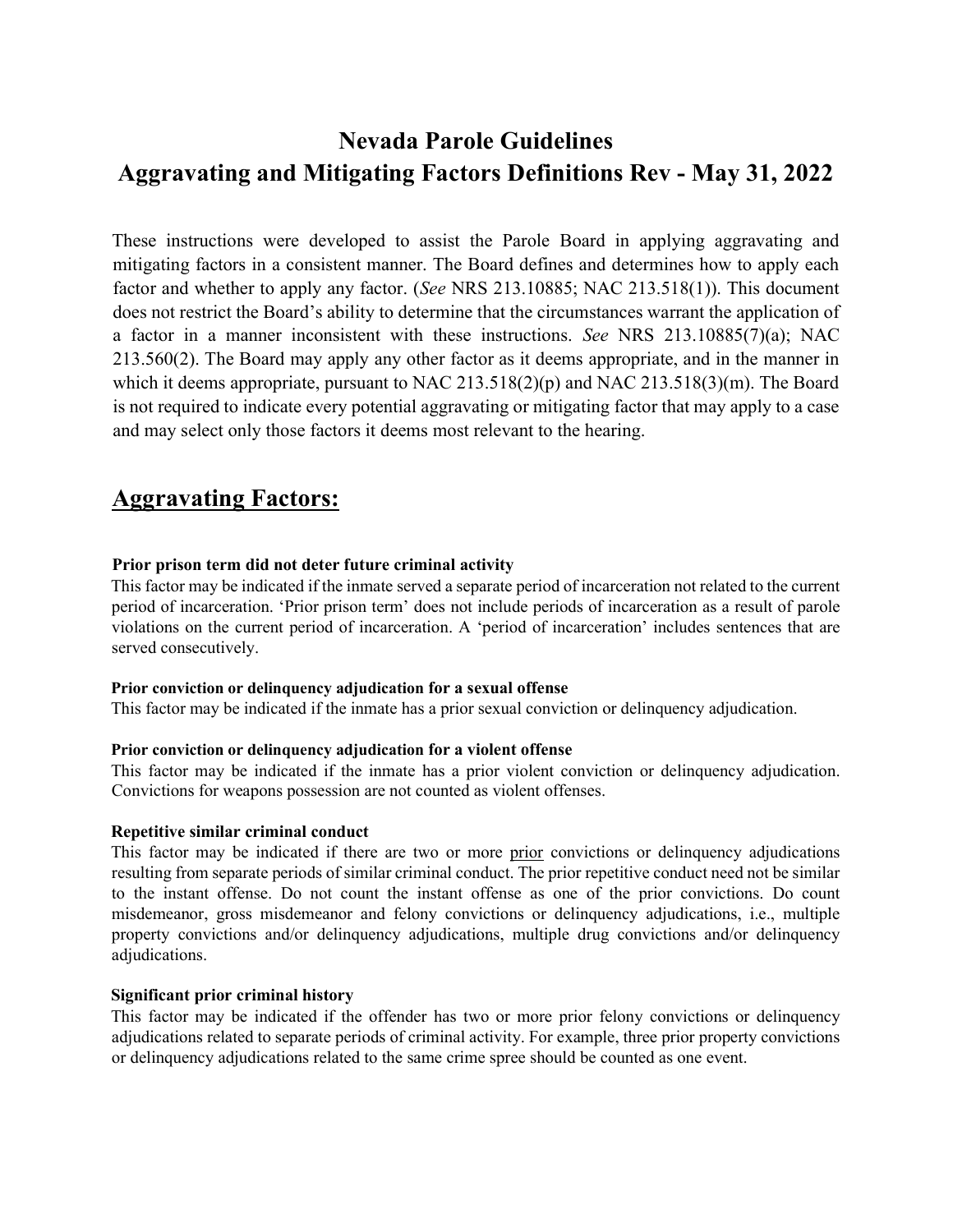# Nevada Parole Guidelines

# Aggravating and Mitigating Factors Definitions Rev - May 31, 2022

These instructions were developed to assist the Parole Board in applying aggravating and mitigating factors in a consistent manner. The Board defines and determines how to apply each factor and whether to apply any factor. (*See* NRS 213.10885; NAC 213.518(1)). This document does not restrict the Board's ability to determine that the circumstances warrant the application of a factor in a manner inconsistent with these instructions. *See* NRS 213.10885(7)(a); NAC 213.560(2). The Board may apply any other factor as it deems appropriate, and in the manner in which it deems appropriate, pursuant to NAC 213.518(2)(p) and NAC 213.518(3)(m). The Board is not required to indicate every potential aggravating or mitigating factor that may apply to a case and may select only those factors it deems most relevant to the hearing.

## Aggravating Factors:

**Prior prison term did not deter future criminal activity**

This factor may be indicated if the inmate served a separate period of incarceration not related to the current period of incarceration. 'Prior prison term' does not include periods of incarceration as a result of parole violations on the current period of incarceration. A 'period of incarceration' includes sentences that are served consecutively.

**Prior conviction or delinquency adjudication for a sexual offense**

This factor may be indicated if the inmate has a prior sexual conviction or delinquency adjudication.

**Prior conviction or delinquency adjudication for a violent offense**

This factor may be indicated if the inmate has a prior violent conviction or delinquency adjudication. Convictions for weapons possession are not counted as violent offenses.

**Repetitive similar criminal conduct**

This factor may be indicated if there are two or more prior convictions or delinquency adjudications resulting from separate periods of similar criminal conduct. The prior repetitive conduct need not be similar to the instant offense. Do not count the instant offense as one of the prior convictions. Do count misdemeanor, gross misdemeanor and felony convictions or delinquency adjudications, i.e., multiple property convictions and/or delinquency adjudications, multiple drug convictions and/or delinquency adjudications.

**Significant prior criminal history**

This factor may be indicated if the offender has two or more prior felony convictions or delinquency adjudications related to separate periods of criminal activity. For example, three prior property convictions or delinquency adjudications related to the same crime spree should be counted as one event.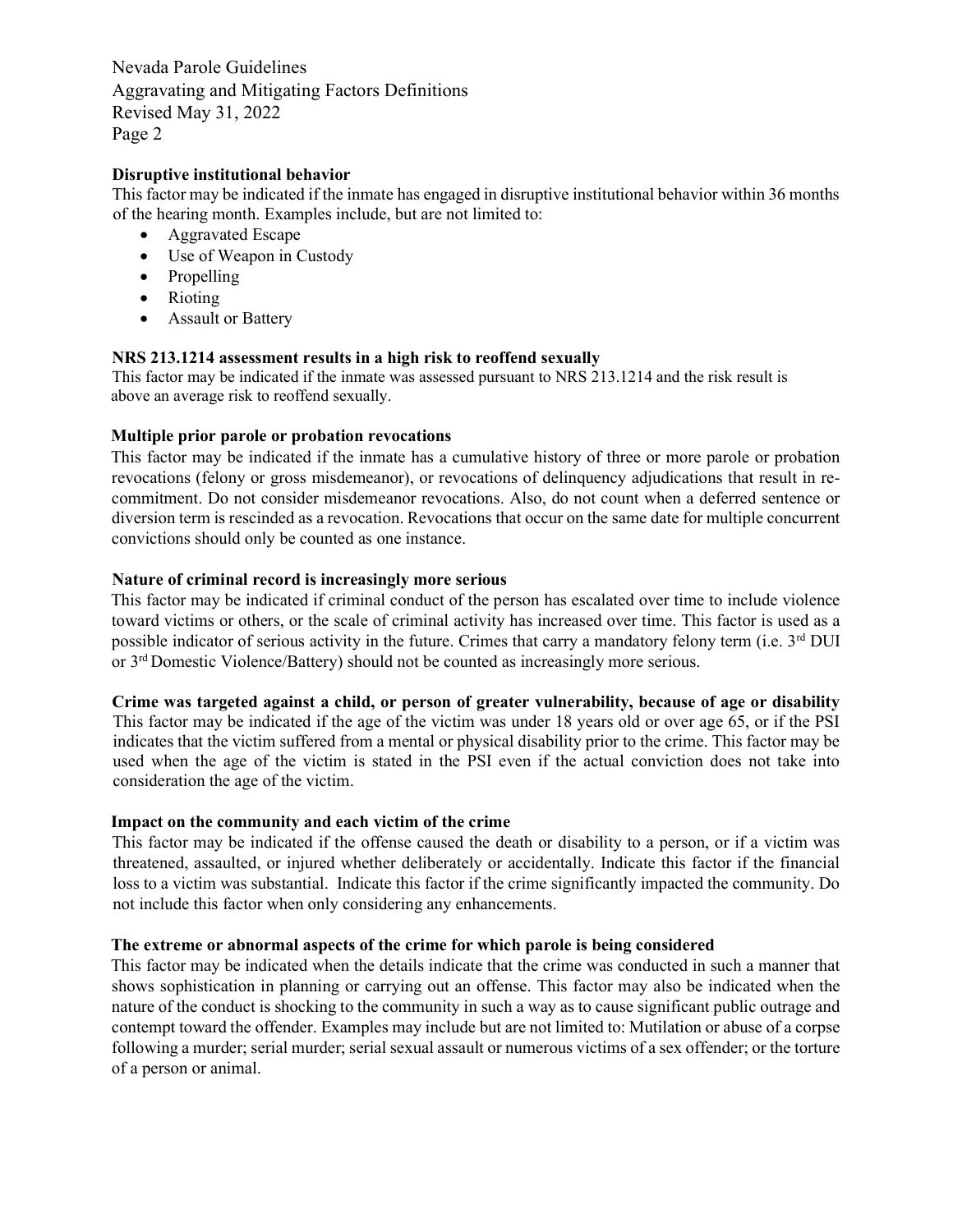### Disruptive institutional behavior

This factor may be indicated if the inmate has engaged in disruptive institutional behavior within 36 months of the hearing month. Examples include, but are not limited to:

- Aggravated Escape
- Use of Weapon in Custody
- Propelling
- Rioting
- Assault or Battery

### NRS 213.1214 assessment results in a high risk to reoffend sexually

This factor may be indicated if the inmate was assessed pursuant to NRS 213.1214 and the risk result is above an average risk to reoffend sexually.

### Multiple prior parole or probation revocations

This factor may be indicated if the inmate has a cumulative history of three or more parole or probation revocations (felony or gross misdemeanor), or revocations of delinquency adjudications that result in re-commitment. Do not consider misdemeanor revocations. Also, do not count when a deferred sentence or diversion term is rescinded as a revocation. Revocations that occur on the same date for multiple concurrent convictions should only be counted as one instance.

### Nature of criminal record is increasingly more serious

This factor may be indicated if criminal conduct of the person has escalated over time to include violence toward victims or others, or the scale of criminal activity has increased over time. This factor is used as a possible indicator of serious activity in the future. Crimes that carry a mandatory felony term (i.e. 3rd DUI or 3rd Domestic Violence/Battery) should not be counted as increasingly more serious.

### Crime was targeted against a child, or person of greater vulnerability, because of age or disability

This factor may be indicated if the age of the victim was under 18 years old or over age 65, or if the PSI indicates that the victim suffered from a mental or physical disability prior to the crime. This factor may be used when the age of the victim is stated in the PSI even if the actual conviction does not take into consideration the age of the victim.

### Impact on the community and each victim of the crime

This factor may be indicated if the offense caused the death or disability to a person, or if a victim was threatened, assaulted, or injured whether deliberately or accidentally. Indicate this factor if the financial loss to a victim was substantial. Indicate this factor if the crime significantly impacted the community. Do not include this factor when only considering any enhancements.

### The extreme or abnormal aspects of the crime for which parole is being considered

This factor may be indicated when the details indicate that the crime was conducted in such a manner that shows sophistication in planning or carrying out an offense. This factor may also be indicated when the nature of the conduct is shocking to the community in such a way as to cause significant public outrage and contempt toward the offender. Examples may include but are not limited to: Mutilation or abuse of a corpse following a murder; serial murder; serial sexual assault or numerous victims of a sex offender; or the torture of a person or animal.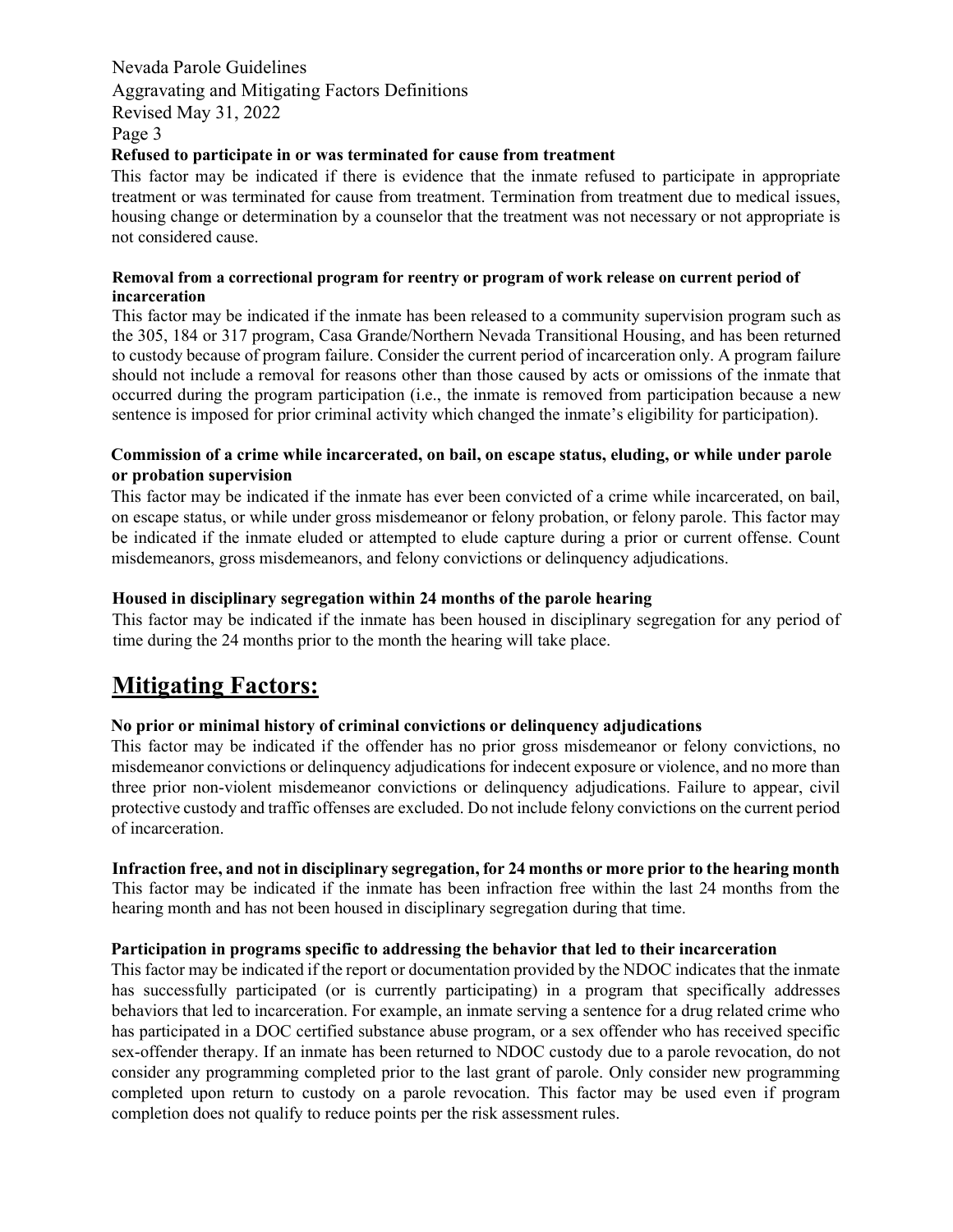**Refused to participate in or was terminated for cause from treatment**

This factor may be indicated if there is evidence that the inmate refused to participate in appropriate treatment or was terminated for cause from treatment. Termination from treatment due to medical issues, housing change or determination by a counselor that the treatment was not necessary or not appropriate is not considered cause.

**Removal from a correctional program for reentry or program of work release on current period of incarceration**

This factor may be indicated if the inmate has been released to a community supervision program such as the 305, 184 or 317 program, Casa Grande/Northern Nevada Transitional Housing, and has been returned to custody because of program failure. Consider the current period of incarceration only. A program failure should not include a removal for reasons other than those caused by acts or omissions of the inmate that occurred during the program participation (i.e., the inmate is removed from participation because a new sentence is imposed for prior criminal activity which changed the inmate's eligibility for participation).

**Commission of a crime while incarcerated, on bail, on escape status, eluding, or while under parole or probation supervision**

This factor may be indicated if the inmate has ever been convicted of a crime while incarcerated, on bail, on escape status, or while under gross misdemeanor or felony probation, or felony parole. This factor may be indicated if the inmate eluded or attempted to elude capture during a prior or current offense. Count misdemeanors, gross misdemeanors, and felony convictions or delinquency adjudications.

**Housed in disciplinary segregation within 24 months of the parole hearing**

This factor may be indicated if the inmate has been housed in disciplinary segregation for any period of time during the 24 months prior to the month the hearing will take place.

## Mitigating Factors:

**No prior or minimal history of criminal convictions or delinquency adjudications**

This factor may be indicated if the offender has no prior gross misdemeanor or felony convictions, no misdemeanor convictions or delinquency adjudications for indecent exposure or violence, and no more than three prior non-violent misdemeanor convictions or delinquency adjudications. Failure to appear, civil protective custody and traffic offenses are excluded. Do not include felony convictions on the current period of incarceration.

**Infraction free, and not in disciplinary segregation, for 24 months or more prior to the hearing month**

This factor may be indicated if the inmate has been infraction free within the last 24 months from the hearing month and has not been housed in disciplinary segregation during that time.

**Participation in programs specific to addressing the behavior that led to their incarceration**

This factor may be indicated if the report or documentation provided by the NDOC indicates that the inmate has successfully participated (or is currently participating) in a program that specifically addresses behaviors that led to incarceration. For example, an inmate serving a sentence for a drug related crime who has participated in a DOC certified substance abuse program, or a sex offender who has received specific sex-offender therapy. If an inmate has been returned to NDOC custody due to a parole revocation, do not consider any programming completed prior to the last grant of parole. Only consider new programming completed upon return to custody on a parole revocation. This factor may be used even if program completion does not qualify to reduce points per the risk assessment rules.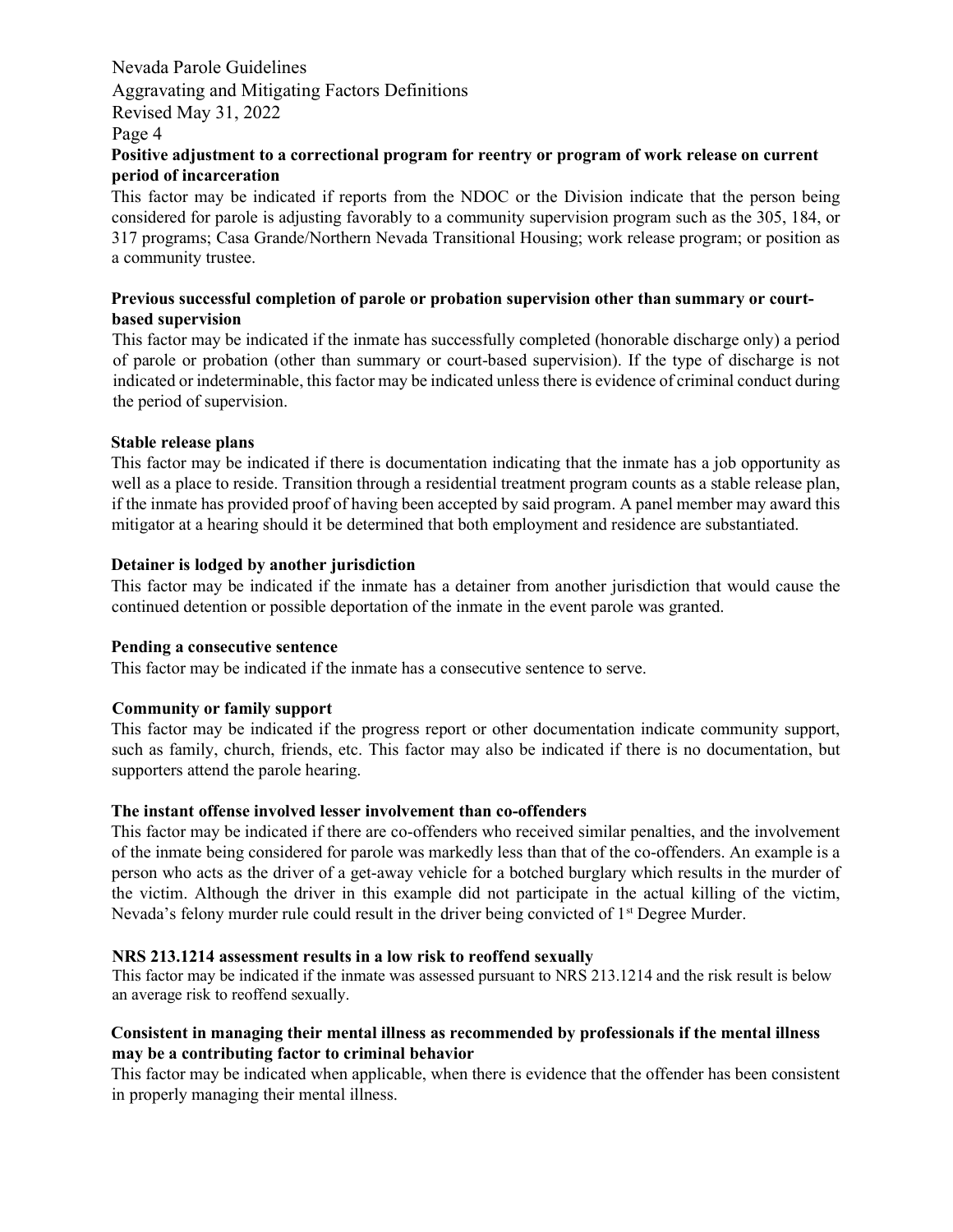**Positive adjustment to a correctional program for reentry or program of work release on current period of incarceration**

This factor may be indicated if reports from the NDOC or the Division indicate that the person being considered for parole is adjusting favorably to a community supervision program such as the 305, 184, or 317 programs; Casa Grande/Northern Nevada Transitional Housing; work release program; or position as a community trustee.

**Previous successful completion of parole or probation supervision other than summary or court-based supervision**

This factor may be indicated if the inmate has successfully completed (honorable discharge only) a period of parole or probation (other than summary or court-based supervision). If the type of discharge is not indicated or indeterminable, this factor may be indicated unless there is evidence of criminal conduct during the period of supervision.

**Stable release plans**

This factor may be indicated if there is documentation indicating that the inmate has a job opportunity as well as a place to reside. Transition through a residential treatment program counts as a stable release plan, if the inmate has provided proof of having been accepted by said program. A panel member may award this mitigator at a hearing should it be determined that both employment and residence are substantiated.

**Detainer is lodged by another jurisdiction**

This factor may be indicated if the inmate has a detainer from another jurisdiction that would cause the continued detention or possible deportation of the inmate in the event parole was granted.

**Pending a consecutive sentence**

This factor may be indicated if the inmate has a consecutive sentence to serve.

**Community or family support**

This factor may be indicated if the progress report or other documentation indicate community support, such as family, church, friends, etc. This factor may also be indicated if there is no documentation, but supporters attend the parole hearing.

**The instant offense involved lesser involvement than co-offenders**

This factor may be indicated if there are co-offenders who received similar penalties, and the involvement of the inmate being considered for parole was markedly less than that of the co-offenders. An example is a person who acts as the driver of a get-away vehicle for a botched burglary which results in the murder of the victim. Although the driver in this example did not participate in the actual killing of the victim, Nevada's felony murder rule could result in the driver being convicted of 1st Degree Murder.

**NRS 213.1214 assessment results in a low risk to reoffend sexually**

This factor may be indicated if the inmate was assessed pursuant to NRS 213.1214 and the risk result is below an average risk to reoffend sexually.

**Consistent in managing their mental illness as recommended by professionals if the mental illness may be a contributing factor to criminal behavior**

This factor may be indicated when applicable, when there is evidence that the offender has been consistent in properly managing their mental illness.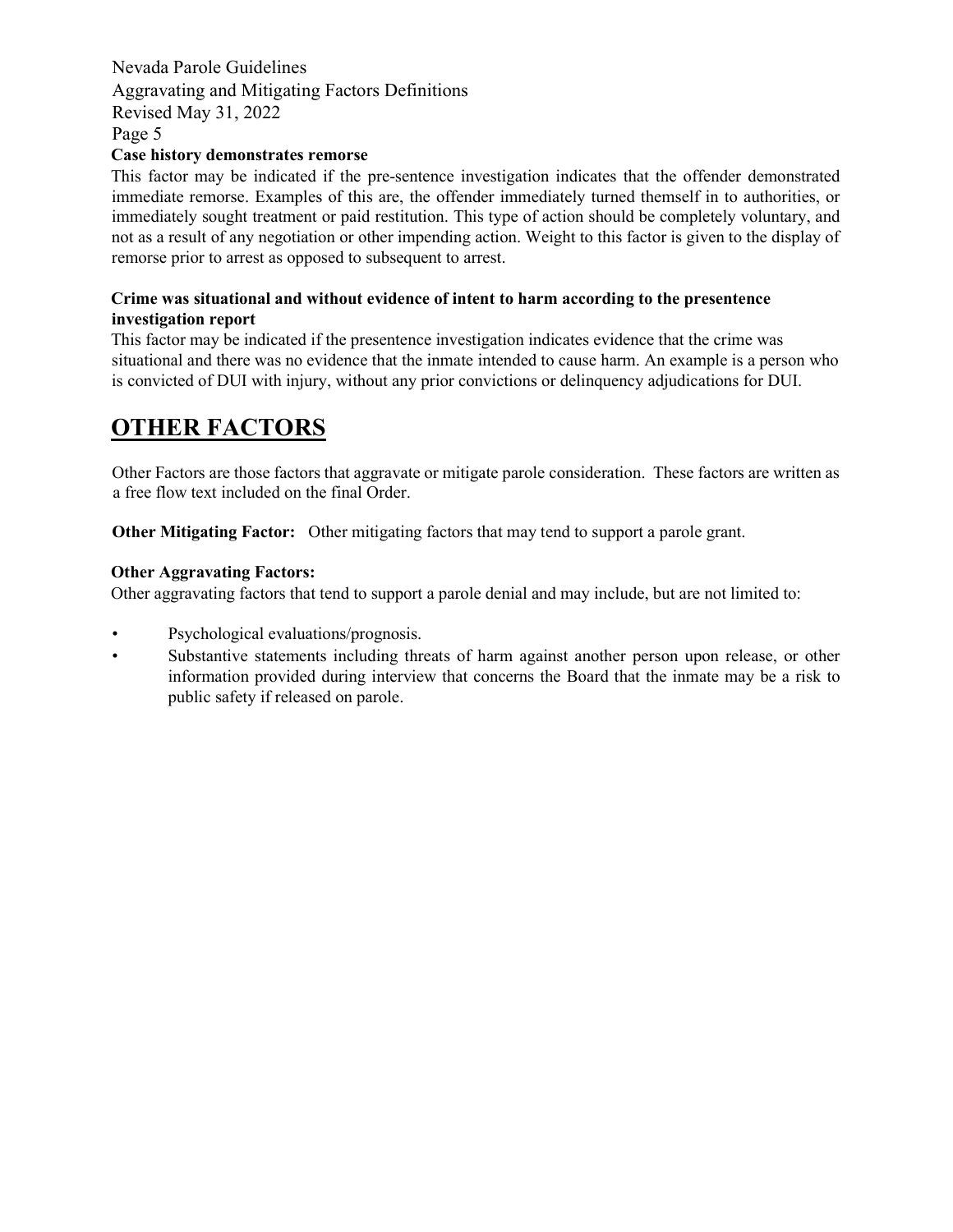**Case history demonstrates remorse**

This factor may be indicated if the pre-sentence investigation indicates that the offender demonstrated immediate remorse. Examples of this are, the offender immediately turned themself in to authorities, or immediately sought treatment or paid restitution. This type of action should be completely voluntary, and not as a result of any negotiation or other impending action. Weight to this factor is given to the display of remorse prior to arrest as opposed to subsequent to arrest.

**Crime was situational and without evidence of intent to harm according to the presentence investigation report**

This factor may be indicated if the presentence investigation indicates evidence that the crime was situational and there was no evidence that the inmate intended to cause harm. An example is a person who is convicted of DUI with injury, without any prior convictions or delinquency adjudications for DUI.

# OTHER FACTORS

Other Factors are those factors that aggravate or mitigate parole consideration. These factors are written as a free flow text included on the final Order.

**Other Mitigating Factor:** Other mitigating factors that may tend to support a parole grant.

**Other Aggravating Factors:**

Other aggravating factors that tend to support a parole denial and may include, but are not limited to:

- Psychological evaluations/prognosis.
- Substantive statements including threats of harm against another person upon release, or other information provided during interview that concerns the Board that the inmate may be a risk to public safety if released on parole.